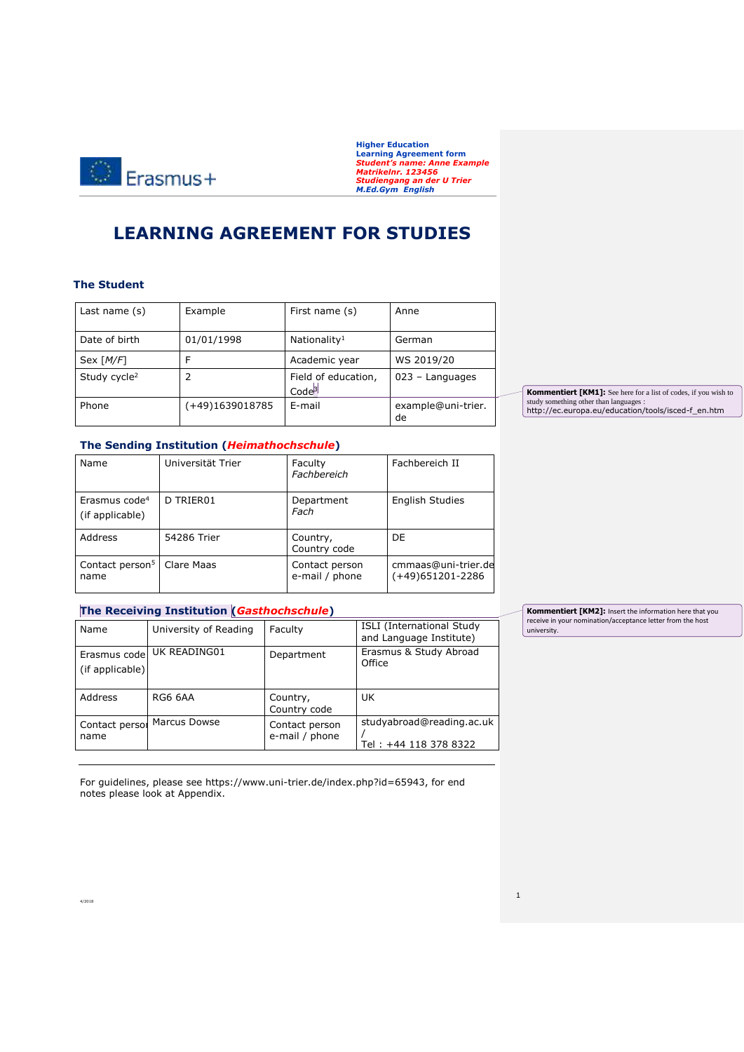Erasmus+

**Higher Education**
**Learning Agreement form**
***Student's name: Anne Example***
***Matrikelnr. 123456***
***Studiengang an der U Trier***
***M.Ed.Gym English***

# LEARNING AGREEMENT FOR STUDIES

## The Student

| | | | |
|---|---|---|---|
| Last name (s) | Example | First name (s) | Anne |
| Date of birth | 01/01/1998 | Nationality[1] | German |
| Sex [*M/F*] | F | Academic year | WS 2019/20 |
| Study cycle[2] | 2 | Field of education, Code[3] | 023 – Languages |
| Phone | (+49)1639018785 | E-mail | example@uni-trier.de |

**Kommentiert [KM1]:** See here for a list of codes, if you wish to study something other than languages : http://ec.europa.eu/education/tools/isced-f_en.htm

## The Sending Institution (*Heimathochschule*)

| | | | |
|---|---|---|---|
| Name | Universität Trier | Faculty *Fachbereich* | Fachbereich II |
| Erasmus code[4] (if applicable) | D TRIER01 | Department *Fach* | English Studies |
| Address | 54286 Trier | Country, Country code | DE |
| Contact person[5] name | Clare Maas | Contact person e-mail / phone | cmmaas@uni-trier.de (+49)651201-2286 |

## The Receiving Institution (*Gasthochschule*)

| | | | |
|---|---|---|---|
| Name | University of Reading | Faculty | ISLI (International Study and Language Institute) |
| Erasmus code (if applicable) | UK READING01 | Department | Erasmus & Study Abroad Office |
| Address | RG6 6AA | Country, Country code | UK |
| Contact person name | Marcus Dowse | Contact person e-mail / phone | studyabroad@reading.ac.uk / Tel : +44 118 378 8322 |

**Kommentiert [KM2]:** Insert the information here that you receive in your nomination/acceptance letter from the host university.

For guidelines, please see https://www.uni-trier.de/index.php?id=65943, for end notes please look at Appendix.

4/2018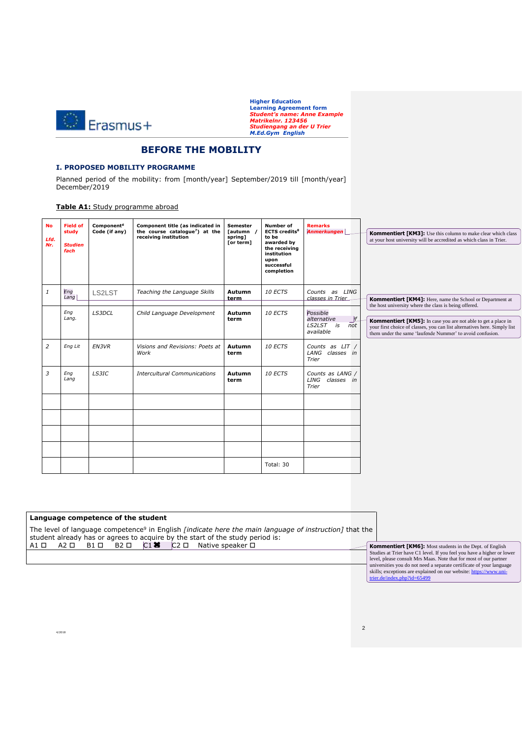Erasmus+

**Higher Education**
**Learning Agreement form**
***Student's name: Anne Example***
***Matrikelnr. 123456***
***Studiengang an der U Trier***
***M.Ed.Gym English***

# BEFORE THE MOBILITY

## I. PROPOSED MOBILITY PROGRAMME

Planned period of the mobility: from [month/year] September/2019 till [month/year] December/2019

**Table A1:** Study programme abroad

| No *Lfd. Nr.* | Field of study *Studienfach* | Component[6] Code (if any) | Component title (as indicated in the course catalogue[7]) at the receiving institution | Semester [autumn / spring] [or term] | Number of ECTS credits[8] to be awarded by the receiving institution upon successful completion | Remarks *Anmerkungen* |
|---|---|---|---|---|---|---|
| *1* | *Eng Lang* | LS2LST | *Teaching the Language Skills* | **Autumn term** | *10 ECTS* | *Counts as LING classes in Trier* |
| | *Eng Lang.* | *LS3DCL* | *Child Language Development* | **Autumn term** | *10 ECTS* | *Possible alternative if LS2LST is not available* |
| *2* | *Eng Lit* | *EN3VR* | *Visions and Revisions: Poets at Work* | **Autumn term** | *10 ECTS* | *Counts as LIT / LANG classes in Trier* |
| *3* | *Eng Lang* | *LS3IC* | *Intercultural Communications* | **Autumn term** | *10 ECTS* | *Counts as LANG / LING classes in Trier* |
| | | | | | | |
| | | | | | | |
| | | | | | | |
| | | | | | | |
| | | | | | Total: 30 | |

**Kommentiert [KM3]:** Use this column to make clear which class at your host university will be accredited as which class in Trier.

**Kommentiert [KM4]:** Here, name the School or Department at the host university where the class is being offered.

**Kommentiert [KM5]:** In case you are not able to get a place in your first choice of classes, you can list alternatives here. Simply list them under the same 'laufende Nummer' to avoid confusion.

**Language competence of the student**

The level of language competence[9] in English *[indicate here the main language of instruction]* that the student already has or agrees to acquire by the start of the study period is:
A1 ☐ B1 ☐ B2 ☐ C1 ☒ C2 ☐ Native speaker ☐

**Kommentiert [KM6]:** Most students in the Dept. of English Studies at Trier have C1 level. If you feel you have a higher or lower level, please consult Mrs Maas. Note that for most of our partner universities you do not need a separate certificate of your language skills; exceptions are explained on our website: https://www.uni-trier.de/index.php?id=65499

4/2018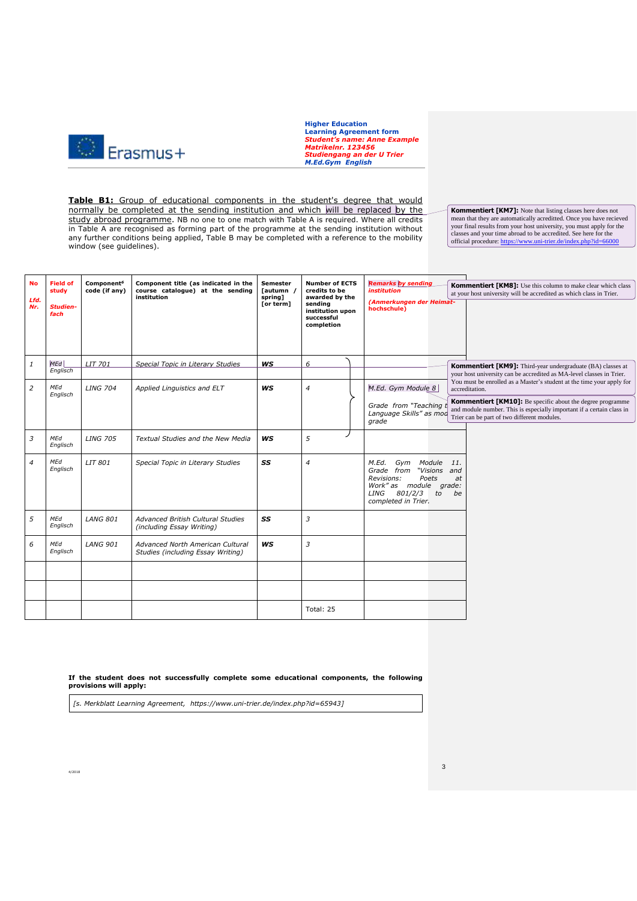Higher Education
Learning Agreement form
*Student's name: Anne Example*
*Matrikelnr. 123456*
*Studiengang an der U Trier*
*M.Ed.Gym English*

**Table B1:** Group of educational components in the student's degree that would normally be completed at the sending institution and which will be replaced by the study abroad programme. NB no one to one match with Table A is required. Where all credits in Table A are recognised as forming part of the programme at the sending institution without any further conditions being applied, Table B may be completed with a reference to the mobility window (see guidelines).

> **Kommentiert [KM7]:** Note that listing classes here does not mean that they are automatically accredited. Once you have recieved your final results from your host university, you must apply for the classes and your time abroad to be accredited. See here for the official procedure: https://www.uni-trier.de/index.php?id=66000

| No *Lfd. Nr.* | Field of study *Studien-fach* | Component[6] code (if any) | Component title (as indicated in the course catalogue) at the sending institution | Semester [autumn / spring] [or term] | Number of ECTS credits to be awarded by the sending institution upon successful completion | Remarks by sending institution *(Anmerkungen der Heimat-hochschule)* |
|---|---|---|---|---|---|---|
| *1* | *MEd Englisch* | *LIT 701* | *Special Topic in Literary Studies* | *WS* | *6* | |
| *2* | *MEd Englisch* | *LING 704* | *Applied Linguistics and ELT* | *WS* | *4* | *M.Ed. Gym Module 8* *Grade from "Teaching Language Skills" as module grade* |
| *3* | *MEd Englisch* | *LING 705* | *Textual Studies and the New Media* | *WS* | *5* | |
| *4* | *MEd Englisch* | *LIT 801* | *Special Topic in Literary Studies* | *SS* | *4* | *M.Ed. Gym Module 11. Grade from "Visions and Revisions: Poets at Work" as module grade: LING 801/2/3 to be completed in Trier.* |
| *5* | *MEd Englisch* | *LANG 801* | *Advanced British Cultural Studies (including Essay Writing)* | *SS* | *3* | |
| *6* | *MEd Englisch* | *LANG 901* | *Advanced North American Cultural Studies (including Essay Writing)* | *WS* | *3* | |
| | | | | | | |
| | | | | | | |
| | | | | | Total: 25 | |

> **Kommentiert [KM8]:** Use this column to make clear which class at your host university will be accredited as which class in Trier.

> **Kommentiert [KM9]:** Third-year undergraduate (BA) classes at your host university can be accredited as MA-level classes in Trier. You must be enrolled as a Master's student at the time your apply for accreditation.

> **Kommentiert [KM10]:** Be specific about the degree programme and module number. This is especially important if a certain class in Trier can be part of two different modules.

**If the student does not successfully complete some educational components, the following provisions will apply:**

*[s. Merkblatt Learning Agreement, https://www.uni-trier.de/index.php?id=65943]*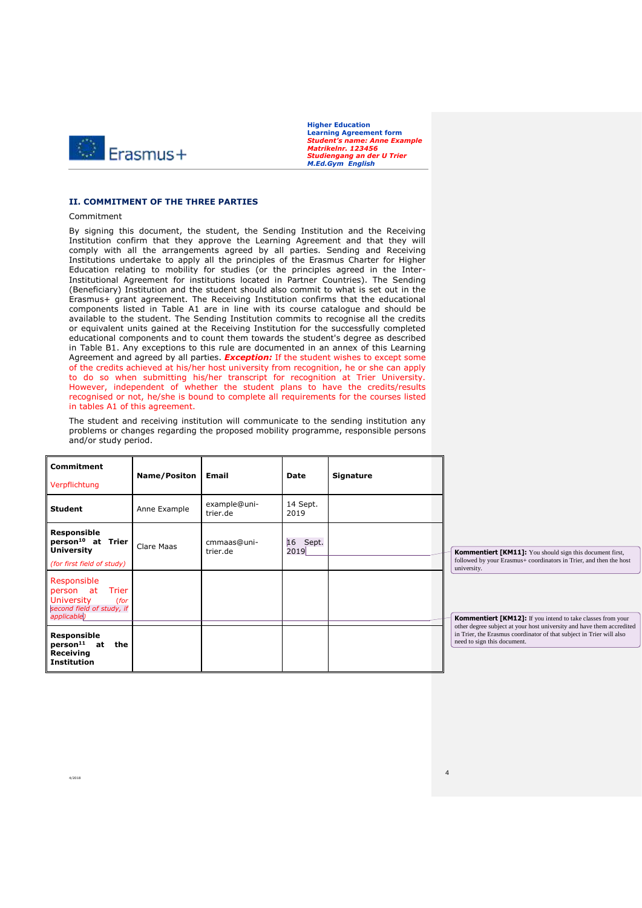Higher Education
Learning Agreement form
*Student's name: Anne Example*
*Matrikelnr. 123456*
*Studiengang an der U Trier*
*M.Ed.Gym English*

## II. COMMITMENT OF THE THREE PARTIES

Commitment

By signing this document, the student, the Sending Institution and the Receiving Institution confirm that they approve the Learning Agreement and that they will comply with all the arrangements agreed by all parties. Sending and Receiving Institutions undertake to apply all the principles of the Erasmus Charter for Higher Education relating to mobility for studies (or the principles agreed in the Inter-Institutional Agreement for institutions located in Partner Countries). The Sending (Beneficiary) Institution and the student should also commit to what is set out in the Erasmus+ grant agreement. The Receiving Institution confirms that the educational components listed in Table A1 are in line with its course catalogue and should be available to the student. The Sending Institution commits to recognise all the credits or equivalent units gained at the Receiving Institution for the successfully completed educational components and to count them towards the student's degree as described in Table B1. Any exceptions to this rule are documented in an annex of this Learning Agreement and agreed by all parties. ***Exception:*** If the student wishes to except some of the credits achieved at his/her host university from recognition, he or she can apply to do so when submitting his/her transcript for recognition at Trier University. However, independent of whether the student plans to have the credits/results recognised or not, he/she is bound to complete all requirements for the courses listed in tables A1 of this agreement.

The student and receiving institution will communicate to the sending institution any problems or changes regarding the proposed mobility programme, responsible persons and/or study period.

| **Commitment** Verpflichtung | **Name/Positon** | **Email** | **Date** | **Signature** |
|---|---|---|---|---|
| **Student** | Anne Example | example@uni-trier.de | 14 Sept. 2019 | |
| **Responsible person[10] at Trier University** *(for first field of study)* | Clare Maas | cmmaas@uni-trier.de | 16 Sept. 2019 | |
| Responsible person at Trier University *(for second field of study, if applicable)* | | | | |
| **Responsible person[11] at the Receiving Institution** | | | | |

**Kommentiert [KM11]:** You should sign this document first, followed by your Erasmus+ coordinators in Trier, and then the host university.

**Kommentiert [KM12]:** If you intend to take classes from your other degree subject at your host university and have them accredited in Trier, the Erasmus coordinator of that subject in Trier will also need to sign this document.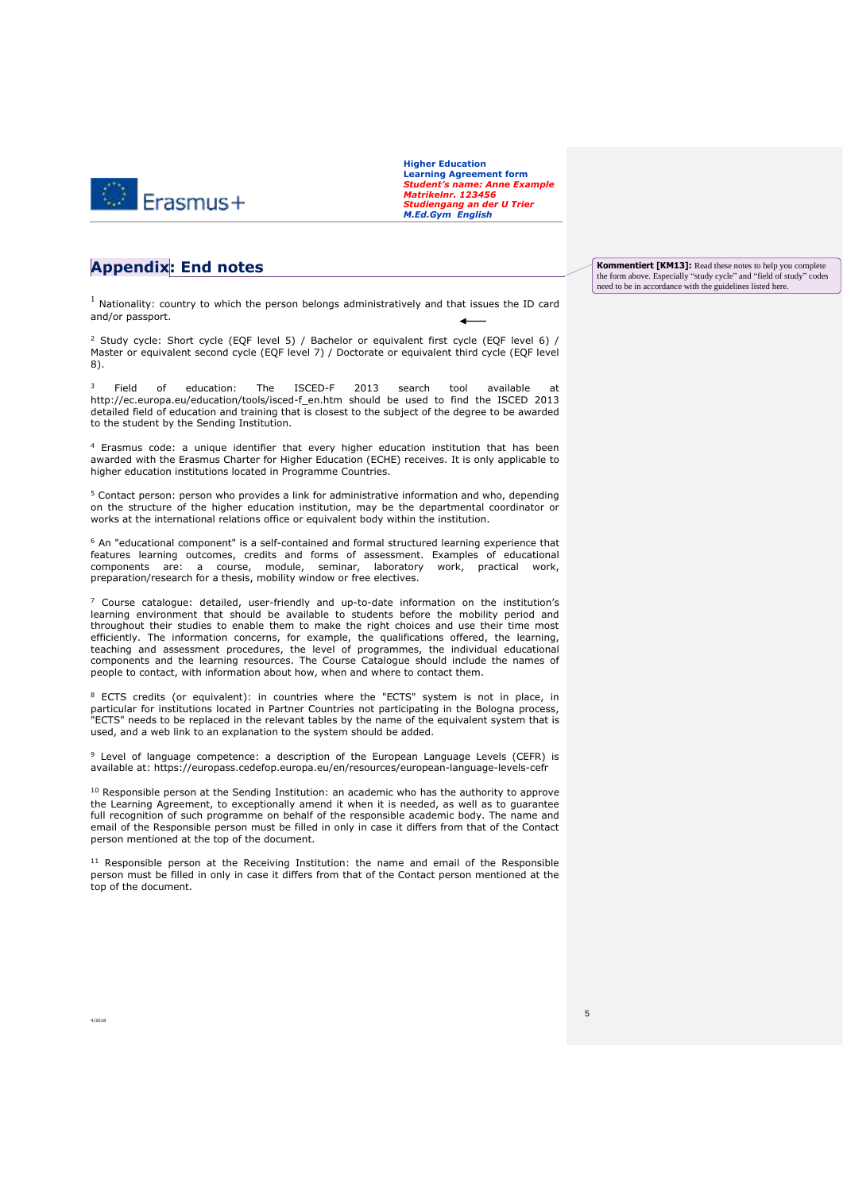## Appendix: End notes

> **Kommentiert [KM13]:** Read these notes to help you complete the form above. Especially "study cycle" and "field of study" codes need to be in accordance with the guidelines listed here.

[1] Nationality: country to which the person belongs administratively and that issues the ID card and/or passport.

[2] Study cycle: Short cycle (EQF level 5) / Bachelor or equivalent first cycle (EQF level 6) / Master or equivalent second cycle (EQF level 7) / Doctorate or equivalent third cycle (EQF level 8).

[3] Field of education: The ISCED-F 2013 search tool available at http://ec.europa.eu/education/tools/isced-f_en.htm should be used to find the ISCED 2013 detailed field of education and training that is closest to the subject of the degree to be awarded to the student by the Sending Institution.

[4] Erasmus code: a unique identifier that every higher education institution that has been awarded with the Erasmus Charter for Higher Education (ECHE) receives. It is only applicable to higher education institutions located in Programme Countries.

[5] Contact person: person who provides a link for administrative information and who, depending on the structure of the higher education institution, may be the departmental coordinator or works at the international relations office or equivalent body within the institution.

[6] An "educational component" is a self-contained and formal structured learning experience that features learning outcomes, credits and forms of assessment. Examples of educational components are: a course, module, seminar, laboratory work, practical work, preparation/research for a thesis, mobility window or free electives.

[7] Course catalogue: detailed, user-friendly and up-to-date information on the institution's learning environment that should be available to students before the mobility period and throughout their studies to enable them to make the right choices and use their time most efficiently. The information concerns, for example, the qualifications offered, the learning, teaching and assessment procedures, the level of programmes, the individual educational components and the learning resources. The Course Catalogue should include the names of people to contact, with information about how, when and where to contact them.

[8] ECTS credits (or equivalent): in countries where the "ECTS" system is not in place, in particular for institutions located in Partner Countries not participating in the Bologna process, "ECTS" needs to be replaced in the relevant tables by the name of the equivalent system that is used, and a web link to an explanation to the system should be added.

[9] Level of language competence: a description of the European Language Levels (CEFR) is available at: https://europass.cedefop.europa.eu/en/resources/european-language-levels-cefr

[10] Responsible person at the Sending Institution: an academic who has the authority to approve the Learning Agreement, to exceptionally amend it when it is needed, as well as to guarantee full recognition of such programme on behalf of the responsible academic body. The name and email of the Responsible person must be filled in only in case it differs from that of the Contact person mentioned at the top of the document.

[11] Responsible person at the Receiving Institution: the name and email of the Responsible person must be filled in only in case it differs from that of the Contact person mentioned at the top of the document.